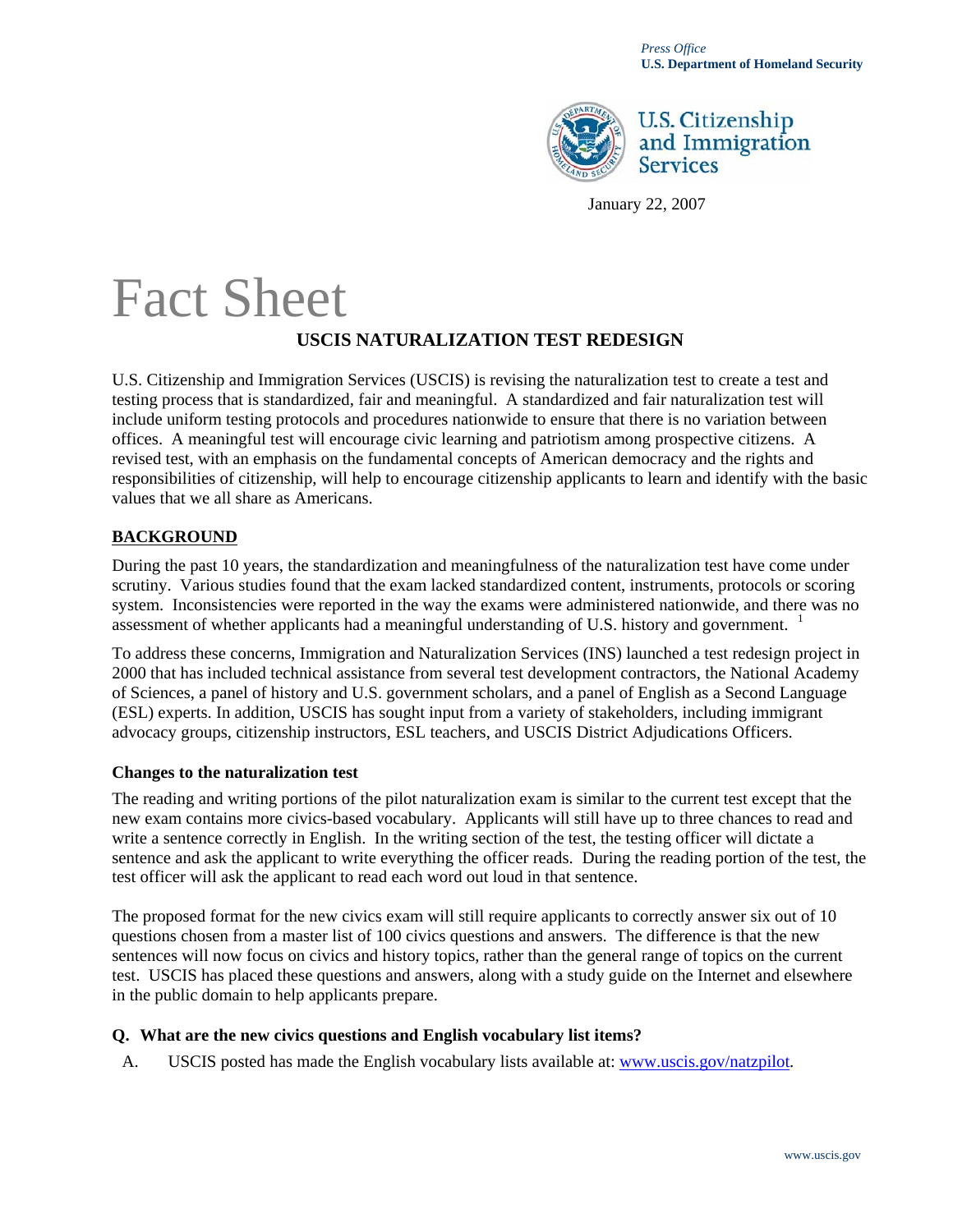*Press Office*
**U.S. Department of Homeland Security**

U.S. Citizenship and Immigration Services

January 22, 2007

# Fact Sheet

## USCIS NATURALIZATION TEST REDESIGN

U.S. Citizenship and Immigration Services (USCIS) is revising the naturalization test to create a test and testing process that is standardized, fair and meaningful. A standardized and fair naturalization test will include uniform testing protocols and procedures nationwide to ensure that there is no variation between offices. A meaningful test will encourage civic learning and patriotism among prospective citizens. A revised test, with an emphasis on the fundamental concepts of American democracy and the rights and responsibilities of citizenship, will help to encourage citizenship applicants to learn and identify with the basic values that we all share as Americans.

### BACKGROUND

During the past 10 years, the standardization and meaningfulness of the naturalization test have come under scrutiny. Various studies found that the exam lacked standardized content, instruments, protocols or scoring system. Inconsistencies were reported in the way the exams were administered nationwide, and there was no assessment of whether applicants had a meaningful understanding of U.S. history and government. [1]

To address these concerns, Immigration and Naturalization Services (INS) launched a test redesign project in 2000 that has included technical assistance from several test development contractors, the National Academy of Sciences, a panel of history and U.S. government scholars, and a panel of English as a Second Language (ESL) experts. In addition, USCIS has sought input from a variety of stakeholders, including immigrant advocacy groups, citizenship instructors, ESL teachers, and USCIS District Adjudications Officers.

**Changes to the naturalization test**

The reading and writing portions of the pilot naturalization exam is similar to the current test except that the new exam contains more civics-based vocabulary. Applicants will still have up to three chances to read and write a sentence correctly in English. In the writing section of the test, the testing officer will dictate a sentence and ask the applicant to write everything the officer reads. During the reading portion of the test, the test officer will ask the applicant to read each word out loud in that sentence.

The proposed format for the new civics exam will still require applicants to correctly answer six out of 10 questions chosen from a master list of 100 civics questions and answers. The difference is that the new sentences will now focus on civics and history topics, rather than the general range of topics on the current test. USCIS has placed these questions and answers, along with a study guide on the Internet and elsewhere in the public domain to help applicants prepare.

**Q. What are the new civics questions and English vocabulary list items?**

A. USCIS posted has made the English vocabulary lists available at: www.uscis.gov/natzpilot.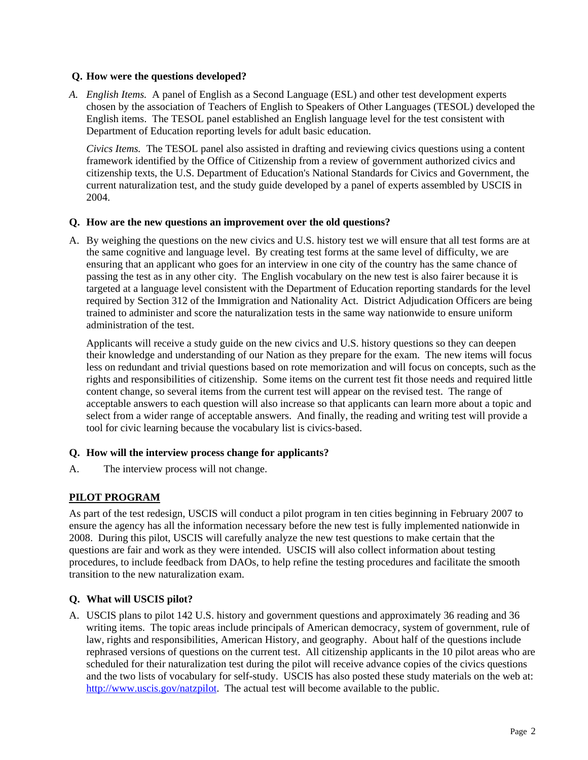**Q. How were the questions developed?**

*A. English Items.* A panel of English as a Second Language (ESL) and other test development experts chosen by the association of Teachers of English to Speakers of Other Languages (TESOL) developed the English items. The TESOL panel established an English language level for the test consistent with Department of Education reporting levels for adult basic education.

*Civics Items.* The TESOL panel also assisted in drafting and reviewing civics questions using a content framework identified by the Office of Citizenship from a review of government authorized civics and citizenship texts, the U.S. Department of Education's National Standards for Civics and Government, the current naturalization test, and the study guide developed by a panel of experts assembled by USCIS in 2004.

**Q. How are the new questions an improvement over the old questions?**

A. By weighing the questions on the new civics and U.S. history test we will ensure that all test forms are at the same cognitive and language level. By creating test forms at the same level of difficulty, we are ensuring that an applicant who goes for an interview in one city of the country has the same chance of passing the test as in any other city. The English vocabulary on the new test is also fairer because it is targeted at a language level consistent with the Department of Education reporting standards for the level required by Section 312 of the Immigration and Nationality Act. District Adjudication Officers are being trained to administer and score the naturalization tests in the same way nationwide to ensure uniform administration of the test.

Applicants will receive a study guide on the new civics and U.S. history questions so they can deepen their knowledge and understanding of our Nation as they prepare for the exam. The new items will focus less on redundant and trivial questions based on rote memorization and will focus on concepts, such as the rights and responsibilities of citizenship. Some items on the current test fit those needs and required little content change, so several items from the current test will appear on the revised test. The range of acceptable answers to each question will also increase so that applicants can learn more about a topic and select from a wider range of acceptable answers. And finally, the reading and writing test will provide a tool for civic learning because the vocabulary list is civics-based.

**Q. How will the interview process change for applicants?**

A. The interview process will not change.

## PILOT PROGRAM

As part of the test redesign, USCIS will conduct a pilot program in ten cities beginning in February 2007 to ensure the agency has all the information necessary before the new test is fully implemented nationwide in 2008. During this pilot, USCIS will carefully analyze the new test questions to make certain that the questions are fair and work as they were intended. USCIS will also collect information about testing procedures, to include feedback from DAOs, to help refine the testing procedures and facilitate the smooth transition to the new naturalization exam.

**Q. What will USCIS pilot?**

A. USCIS plans to pilot 142 U.S. history and government questions and approximately 36 reading and 36 writing items. The topic areas include principals of American democracy, system of government, rule of law, rights and responsibilities, American History, and geography. About half of the questions include rephrased versions of questions on the current test. All citizenship applicants in the 10 pilot areas who are scheduled for their naturalization test during the pilot will receive advance copies of the civics questions and the two lists of vocabulary for self-study. USCIS has also posted these study materials on the web at: http://www.uscis.gov/natzpilot. The actual test will become available to the public.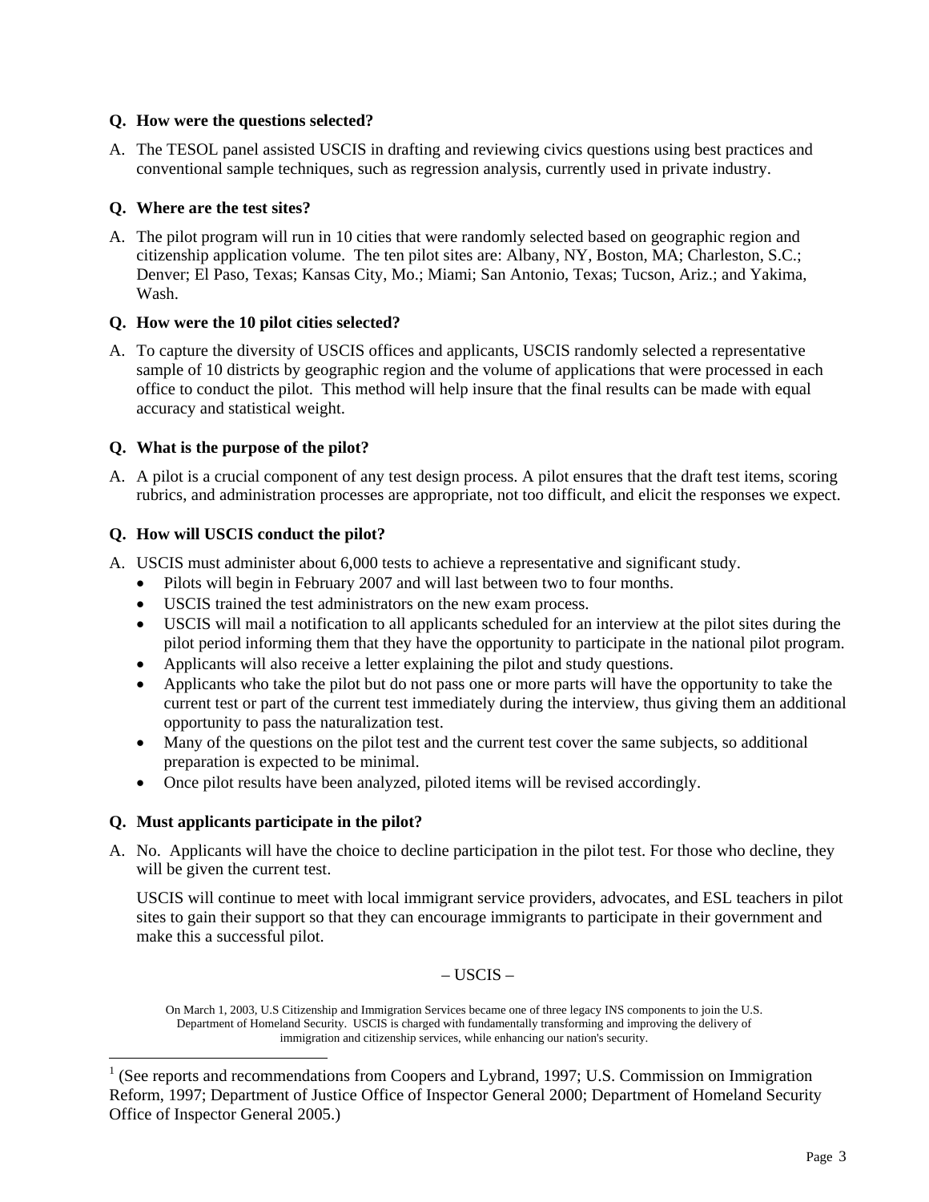**Q. How were the questions selected?**

A. The TESOL panel assisted USCIS in drafting and reviewing civics questions using best practices and conventional sample techniques, such as regression analysis, currently used in private industry.

**Q. Where are the test sites?**

A. The pilot program will run in 10 cities that were randomly selected based on geographic region and citizenship application volume. The ten pilot sites are: Albany, NY, Boston, MA; Charleston, S.C.; Denver; El Paso, Texas; Kansas City, Mo.; Miami; San Antonio, Texas; Tucson, Ariz.; and Yakima, Wash.

**Q. How were the 10 pilot cities selected?**

A. To capture the diversity of USCIS offices and applicants, USCIS randomly selected a representative sample of 10 districts by geographic region and the volume of applications that were processed in each office to conduct the pilot. This method will help insure that the final results can be made with equal accuracy and statistical weight.

**Q. What is the purpose of the pilot?**

A. A pilot is a crucial component of any test design process. A pilot ensures that the draft test items, scoring rubrics, and administration processes are appropriate, not too difficult, and elicit the responses we expect.

**Q. How will USCIS conduct the pilot?**

A. USCIS must administer about 6,000 tests to achieve a representative and significant study.

- Pilots will begin in February 2007 and will last between two to four months.
- USCIS trained the test administrators on the new exam process.
- USCIS will mail a notification to all applicants scheduled for an interview at the pilot sites during the pilot period informing them that they have the opportunity to participate in the national pilot program.
- Applicants will also receive a letter explaining the pilot and study questions.
- Applicants who take the pilot but do not pass one or more parts will have the opportunity to take the current test or part of the current test immediately during the interview, thus giving them an additional opportunity to pass the naturalization test.
- Many of the questions on the pilot test and the current test cover the same subjects, so additional preparation is expected to be minimal.
- Once pilot results have been analyzed, piloted items will be revised accordingly.

**Q. Must applicants participate in the pilot?**

A. No. Applicants will have the choice to decline participation in the pilot test. For those who decline, they will be given the current test.

USCIS will continue to meet with local immigrant service providers, advocates, and ESL teachers in pilot sites to gain their support so that they can encourage immigrants to participate in their government and make this a successful pilot.

– USCIS –

On March 1, 2003, U.S Citizenship and Immigration Services became one of three legacy INS components to join the U.S. Department of Homeland Security. USCIS is charged with fundamentally transforming and improving the delivery of immigration and citizenship services, while enhancing our nation's security.

---

[1] (See reports and recommendations from Coopers and Lybrand, 1997; U.S. Commission on Immigration Reform, 1997; Department of Justice Office of Inspector General 2000; Department of Homeland Security Office of Inspector General 2005.)